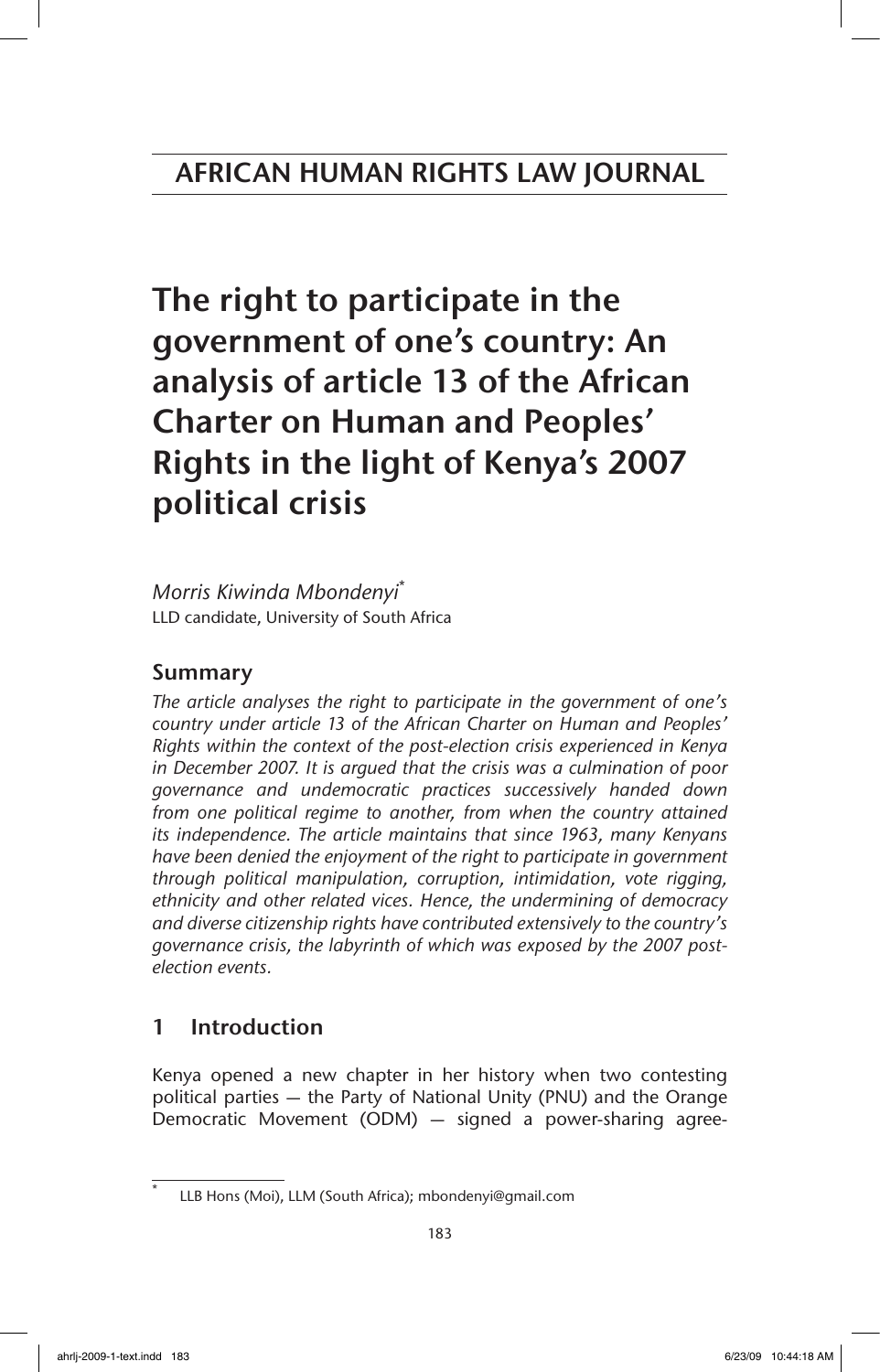# AFRICAN HUMAN RIGHTS LAW JOURNAL

# The right to participate in the government of one's country: An analysis of article 13 of the African Charter on Human and Peoples' Rights in the light of Kenya's 2007 political crisis

*Morris Kiwinda Mbondenyi*\*
LLD candidate, University of South Africa

## Summary

*The article analyses the right to participate in the government of one's country under article 13 of the African Charter on Human and Peoples' Rights within the context of the post-election crisis experienced in Kenya in December 2007. It is argued that the crisis was a culmination of poor governance and undemocratic practices successively handed down from one political regime to another, from when the country attained its independence. The article maintains that since 1963, many Kenyans have been denied the enjoyment of the right to participate in government through political manipulation, corruption, intimidation, vote rigging, ethnicity and other related vices. Hence, the undermining of democracy and diverse citizenship rights have contributed extensively to the country's governance crisis, the labyrinth of which was exposed by the 2007 post-election events.*

## 1 Introduction

Kenya opened a new chapter in her history when two contesting political parties — the Party of National Unity (PNU) and the Orange Democratic Movement (ODM) — signed a power-sharing agree-

\* LLB Hons (Moi), LLM (South Africa); mbondenyi@gmail.com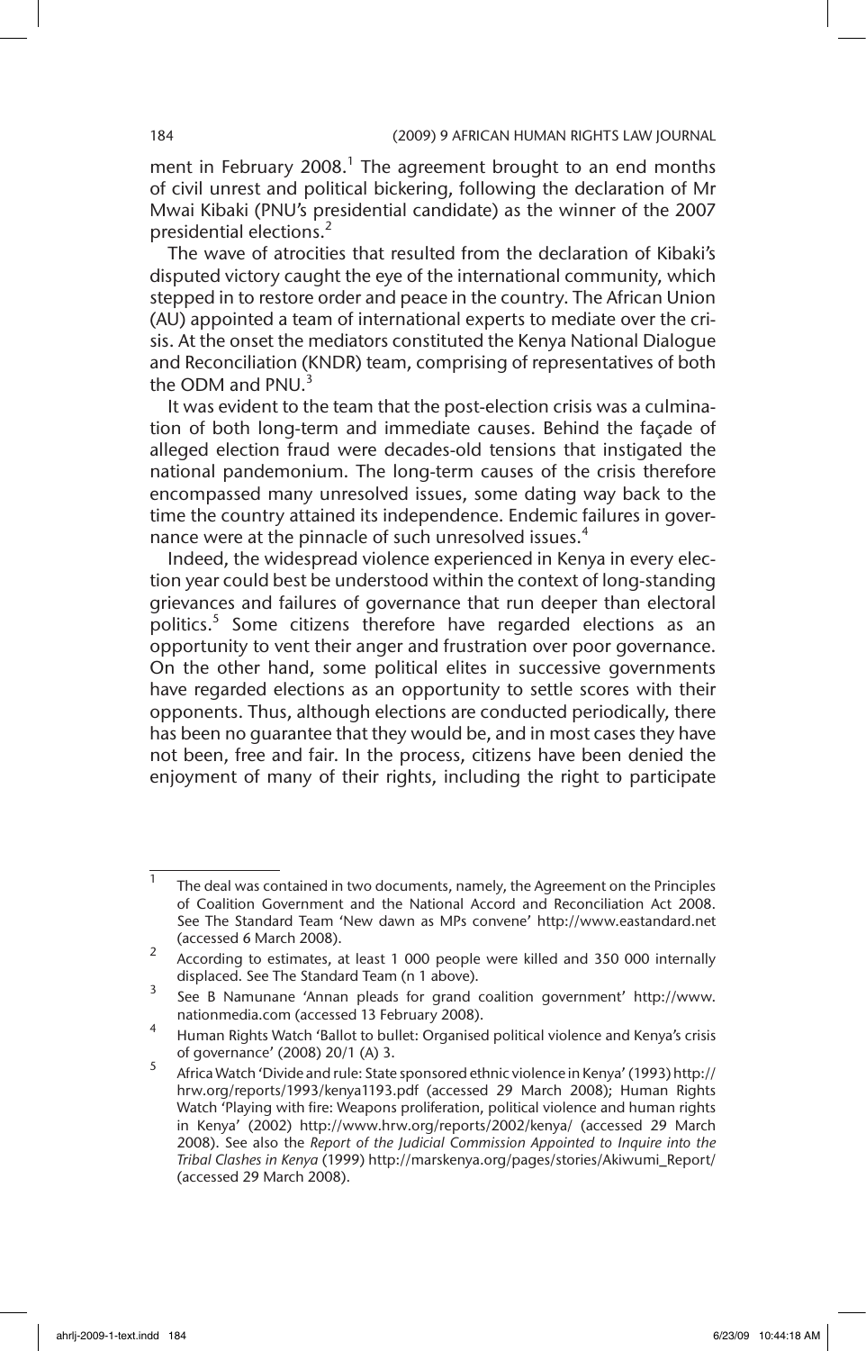ment in February 2008.[1] The agreement brought to an end months of civil unrest and political bickering, following the declaration of Mr Mwai Kibaki (PNU's presidential candidate) as the winner of the 2007 presidential elections.[2]

The wave of atrocities that resulted from the declaration of Kibaki's disputed victory caught the eye of the international community, which stepped in to restore order and peace in the country. The African Union (AU) appointed a team of international experts to mediate over the crisis. At the onset the mediators constituted the Kenya National Dialogue and Reconciliation (KNDR) team, comprising of representatives of both the ODM and PNU.[3]

It was evident to the team that the post-election crisis was a culmination of both long-term and immediate causes. Behind the façade of alleged election fraud were decades-old tensions that instigated the national pandemonium. The long-term causes of the crisis therefore encompassed many unresolved issues, some dating way back to the time the country attained its independence. Endemic failures in governance were at the pinnacle of such unresolved issues.[4]

Indeed, the widespread violence experienced in Kenya in every election year could best be understood within the context of long-standing grievances and failures of governance that run deeper than electoral politics.[5] Some citizens therefore have regarded elections as an opportunity to vent their anger and frustration over poor governance. On the other hand, some political elites in successive governments have regarded elections as an opportunity to settle scores with their opponents. Thus, although elections are conducted periodically, there has been no guarantee that they would be, and in most cases they have not been, free and fair. In the process, citizens have been denied the enjoyment of many of their rights, including the right to participate

---

[1] The deal was contained in two documents, namely, the Agreement on the Principles of Coalition Government and the National Accord and Reconciliation Act 2008. See The Standard Team 'New dawn as MPs convene' http://www.eastandard.net (accessed 6 March 2008).

[2] According to estimates, at least 1 000 people were killed and 350 000 internally displaced. See The Standard Team (n 1 above).

[3] See B Namunane 'Annan pleads for grand coalition government' http://www.nationmedia.com (accessed 13 February 2008).

[4] Human Rights Watch 'Ballot to bullet: Organised political violence and Kenya's crisis of governance' (2008) 20/1 (A) 3.

[5] Africa Watch 'Divide and rule: State sponsored ethnic violence in Kenya' (1993) http://hrw.org/reports/1993/kenya1193.pdf (accessed 29 March 2008); Human Rights Watch 'Playing with fire: Weapons proliferation, political violence and human rights in Kenya' (2002) http://www.hrw.org/reports/2002/kenya/ (accessed 29 March 2008). See also the *Report of the Judicial Commission Appointed to Inquire into the Tribal Clashes in Kenya* (1999) http://marskenya.org/pages/stories/Akiwumi_Report/ (accessed 29 March 2008).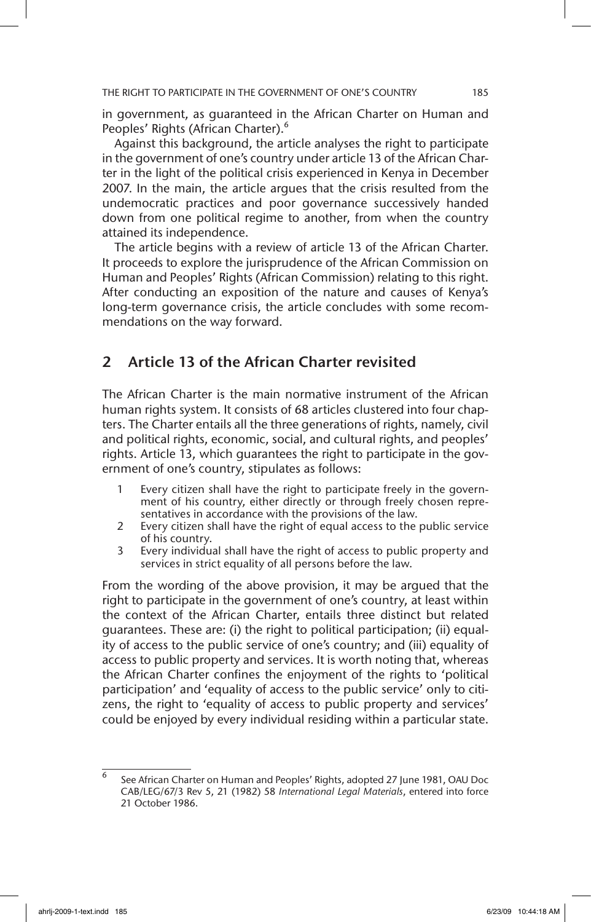in government, as guaranteed in the African Charter on Human and Peoples' Rights (African Charter).[6]

Against this background, the article analyses the right to participate in the government of one's country under article 13 of the African Charter in the light of the political crisis experienced in Kenya in December 2007. In the main, the article argues that the crisis resulted from the undemocratic practices and poor governance successively handed down from one political regime to another, from when the country attained its independence.

The article begins with a review of article 13 of the African Charter. It proceeds to explore the jurisprudence of the African Commission on Human and Peoples' Rights (African Commission) relating to this right. After conducting an exposition of the nature and causes of Kenya's long-term governance crisis, the article concludes with some recommendations on the way forward.

## 2 Article 13 of the African Charter revisited

The African Charter is the main normative instrument of the African human rights system. It consists of 68 articles clustered into four chapters. The Charter entails all the three generations of rights, namely, civil and political rights, economic, social, and cultural rights, and peoples' rights. Article 13, which guarantees the right to participate in the government of one's country, stipulates as follows:

> 1 Every citizen shall have the right to participate freely in the government of his country, either directly or through freely chosen representatives in accordance with the provisions of the law.
> 2 Every citizen shall have the right of equal access to the public service of his country.
> 3 Every individual shall have the right of access to public property and services in strict equality of all persons before the law.

From the wording of the above provision, it may be argued that the right to participate in the government of one's country, at least within the context of the African Charter, entails three distinct but related guarantees. These are: (i) the right to political participation; (ii) equality of access to the public service of one's country; and (iii) equality of access to public property and services. It is worth noting that, whereas the African Charter confines the enjoyment of the rights to 'political participation' and 'equality of access to the public service' only to citizens, the right to 'equality of access to public property and services' could be enjoyed by every individual residing within a particular state.

---

[6] See African Charter on Human and Peoples' Rights, adopted 27 June 1981, OAU Doc CAB/LEG/67/3 Rev 5, 21 (1982) 58 *International Legal Materials*, entered into force 21 October 1986.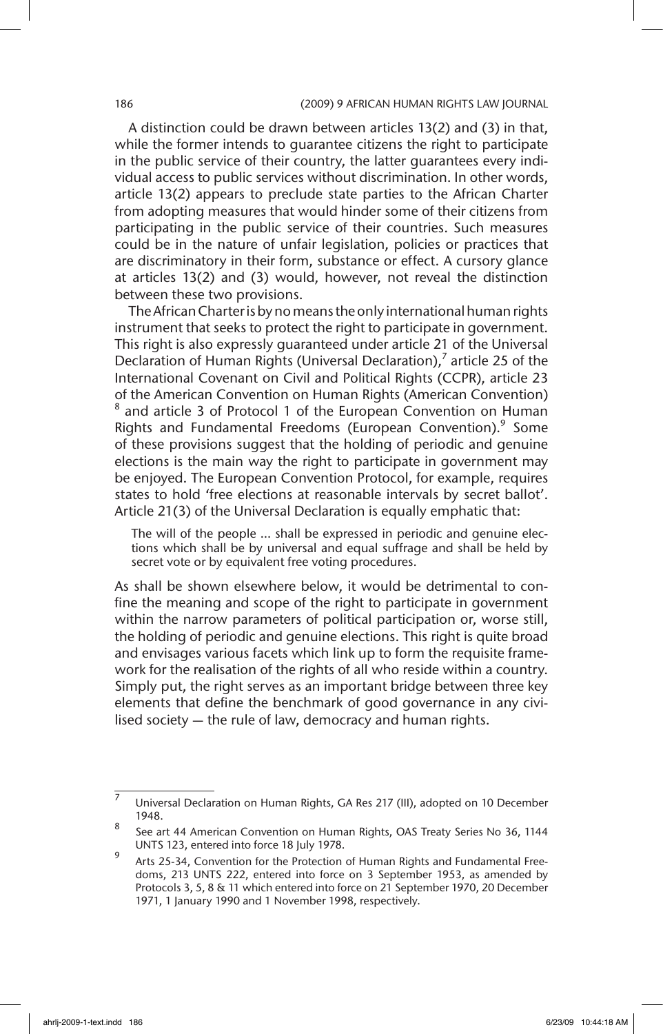A distinction could be drawn between articles 13(2) and (3) in that, while the former intends to guarantee citizens the right to participate in the public service of their country, the latter guarantees every individual access to public services without discrimination. In other words, article 13(2) appears to preclude state parties to the African Charter from adopting measures that would hinder some of their citizens from participating in the public service of their countries. Such measures could be in the nature of unfair legislation, policies or practices that are discriminatory in their form, substance or effect. A cursory glance at articles 13(2) and (3) would, however, not reveal the distinction between these two provisions.

The African Charter is by no means the only international human rights instrument that seeks to protect the right to participate in government. This right is also expressly guaranteed under article 21 of the Universal Declaration of Human Rights (Universal Declaration),[7] article 25 of the International Covenant on Civil and Political Rights (CCPR), article 23 of the American Convention on Human Rights (American Convention) [8] and article 3 of Protocol 1 of the European Convention on Human Rights and Fundamental Freedoms (European Convention).[9] Some of these provisions suggest that the holding of periodic and genuine elections is the main way the right to participate in government may be enjoyed. The European Convention Protocol, for example, requires states to hold 'free elections at reasonable intervals by secret ballot'. Article 21(3) of the Universal Declaration is equally emphatic that:

> The will of the people ... shall be expressed in periodic and genuine elections which shall be by universal and equal suffrage and shall be held by secret vote or by equivalent free voting procedures.

As shall be shown elsewhere below, it would be detrimental to confine the meaning and scope of the right to participate in government within the narrow parameters of political participation or, worse still, the holding of periodic and genuine elections. This right is quite broad and envisages various facets which link up to form the requisite framework for the realisation of the rights of all who reside within a country. Simply put, the right serves as an important bridge between three key elements that define the benchmark of good governance in any civilised society — the rule of law, democracy and human rights.

---

[7] Universal Declaration on Human Rights, GA Res 217 (III), adopted on 10 December 1948.

[8] See art 44 American Convention on Human Rights, OAS Treaty Series No 36, 1144 UNTS 123, entered into force 18 July 1978.

[9] Arts 25-34, Convention for the Protection of Human Rights and Fundamental Freedoms, 213 UNTS 222, entered into force on 3 September 1953, as amended by Protocols 3, 5, 8 & 11 which entered into force on 21 September 1970, 20 December 1971, 1 January 1990 and 1 November 1998, respectively.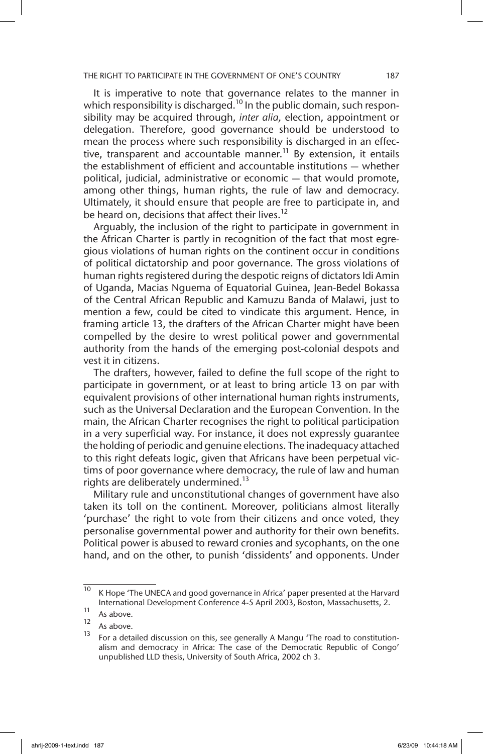It is imperative to note that governance relates to the manner in which responsibility is discharged.[10] In the public domain, such responsibility may be acquired through, *inter alia,* election, appointment or delegation. Therefore, good governance should be understood to mean the process where such responsibility is discharged in an effective, transparent and accountable manner.[11] By extension, it entails the establishment of efficient and accountable institutions — whether political, judicial, administrative or economic — that would promote, among other things, human rights, the rule of law and democracy. Ultimately, it should ensure that people are free to participate in, and be heard on, decisions that affect their lives.[12]

Arguably, the inclusion of the right to participate in government in the African Charter is partly in recognition of the fact that most egregious violations of human rights on the continent occur in conditions of political dictatorship and poor governance. The gross violations of human rights registered during the despotic reigns of dictators Idi Amin of Uganda, Macias Nguema of Equatorial Guinea, Jean-Bedel Bokassa of the Central African Republic and Kamuzu Banda of Malawi, just to mention a few, could be cited to vindicate this argument. Hence, in framing article 13, the drafters of the African Charter might have been compelled by the desire to wrest political power and governmental authority from the hands of the emerging post-colonial despots and vest it in citizens.

The drafters, however, failed to define the full scope of the right to participate in government, or at least to bring article 13 on par with equivalent provisions of other international human rights instruments, such as the Universal Declaration and the European Convention. In the main, the African Charter recognises the right to political participation in a very superficial way. For instance, it does not expressly guarantee the holding of periodic and genuine elections. The inadequacy attached to this right defeats logic, given that Africans have been perpetual victims of poor governance where democracy, the rule of law and human rights are deliberately undermined.[13]

Military rule and unconstitutional changes of government have also taken its toll on the continent. Moreover, politicians almost literally 'purchase' the right to vote from their citizens and once voted, they personalise governmental power and authority for their own benefits. Political power is abused to reward cronies and sycophants, on the one hand, and on the other, to punish 'dissidents' and opponents. Under

---

[10] K Hope 'The UNECA and good governance in Africa' paper presented at the Harvard International Development Conference 4-5 April 2003, Boston, Massachusetts, 2.

[11] As above.

[12] As above.

[13] For a detailed discussion on this, see generally A Mangu 'The road to constitutionalism and democracy in Africa: The case of the Democratic Republic of Congo' unpublished LLD thesis, University of South Africa, 2002 ch 3.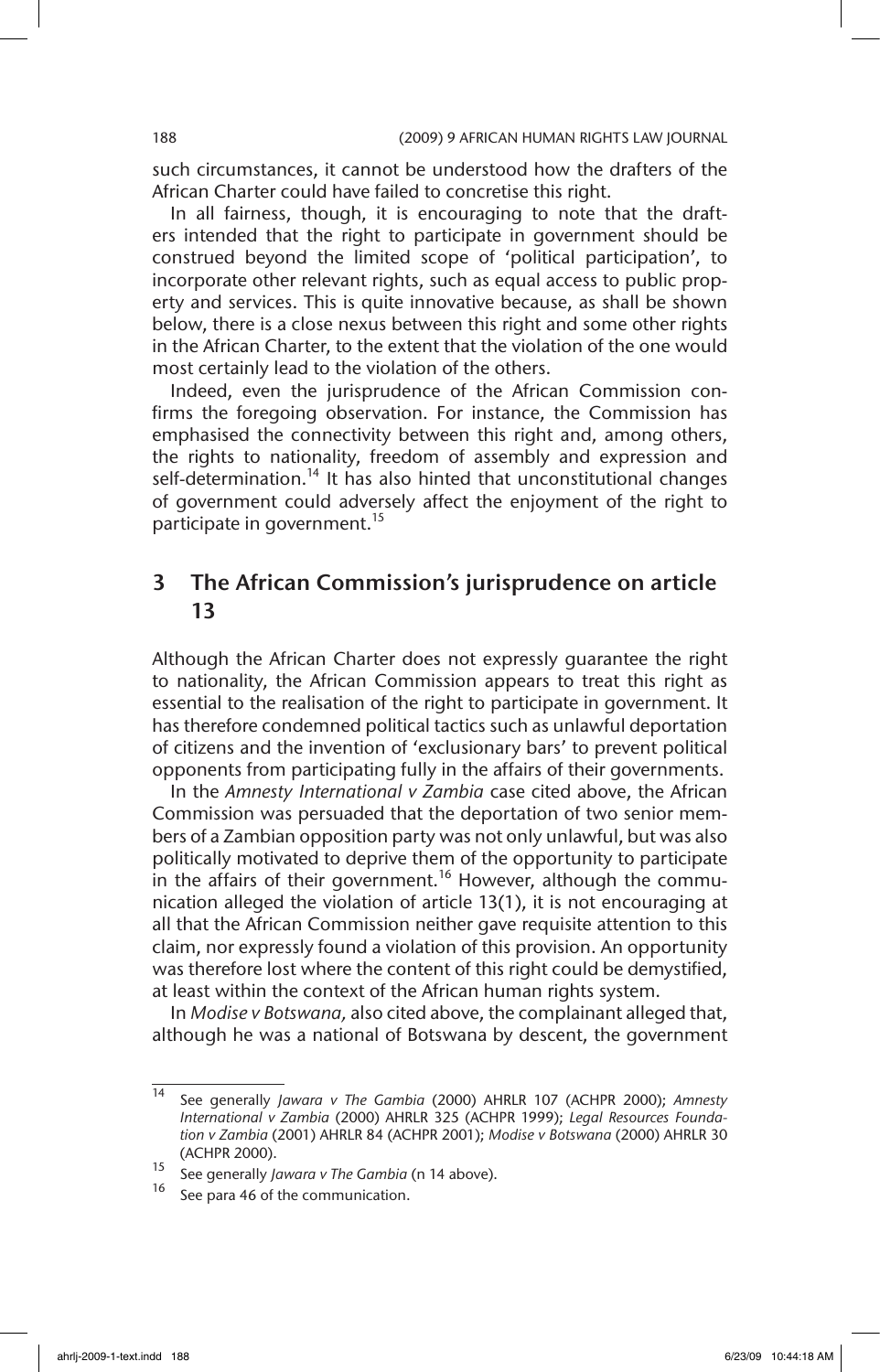such circumstances, it cannot be understood how the drafters of the African Charter could have failed to concretise this right.

In all fairness, though, it is encouraging to note that the drafters intended that the right to participate in government should be construed beyond the limited scope of 'political participation', to incorporate other relevant rights, such as equal access to public property and services. This is quite innovative because, as shall be shown below, there is a close nexus between this right and some other rights in the African Charter, to the extent that the violation of the one would most certainly lead to the violation of the others.

Indeed, even the jurisprudence of the African Commission confirms the foregoing observation. For instance, the Commission has emphasised the connectivity between this right and, among others, the rights to nationality, freedom of assembly and expression and self-determination.[14] It has also hinted that unconstitutional changes of government could adversely affect the enjoyment of the right to participate in government.[15]

## 3 The African Commission's jurisprudence on article 13

Although the African Charter does not expressly guarantee the right to nationality, the African Commission appears to treat this right as essential to the realisation of the right to participate in government. It has therefore condemned political tactics such as unlawful deportation of citizens and the invention of 'exclusionary bars' to prevent political opponents from participating fully in the affairs of their governments.

In the *Amnesty International v Zambia* case cited above, the African Commission was persuaded that the deportation of two senior members of a Zambian opposition party was not only unlawful, but was also politically motivated to deprive them of the opportunity to participate in the affairs of their government.[16] However, although the communication alleged the violation of article 13(1), it is not encouraging at all that the African Commission neither gave requisite attention to this claim, nor expressly found a violation of this provision. An opportunity was therefore lost where the content of this right could be demystified, at least within the context of the African human rights system.

In *Modise v Botswana,* also cited above, the complainant alleged that, although he was a national of Botswana by descent, the government

---

[14] See generally *Jawara v The Gambia* (2000) AHRLR 107 (ACHPR 2000); *Amnesty International v Zambia* (2000) AHRLR 325 (ACHPR 1999); *Legal Resources Foundation v Zambia* (2001) AHRLR 84 (ACHPR 2001); *Modise v Botswana* (2000) AHRLR 30 (ACHPR 2000).

[15] See generally *Jawara v The Gambia* (n 14 above).

[16] See para 46 of the communication.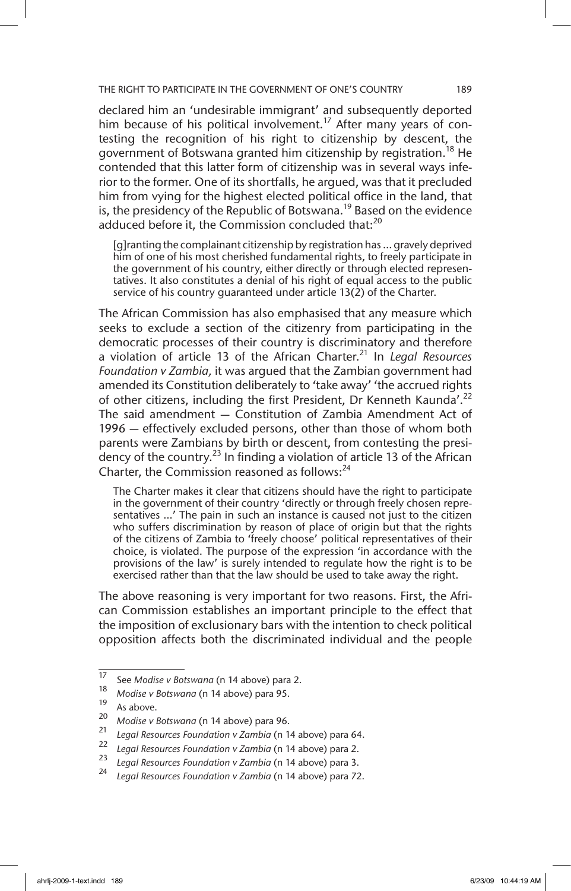declared him an 'undesirable immigrant' and subsequently deported him because of his political involvement.[17] After many years of contesting the recognition of his right to citizenship by descent, the government of Botswana granted him citizenship by registration.[18] He contended that this latter form of citizenship was in several ways inferior to the former. One of its shortfalls, he argued, was that it precluded him from vying for the highest elected political office in the land, that is, the presidency of the Republic of Botswana.[19] Based on the evidence adduced before it, the Commission concluded that:[20]

> [g]ranting the complainant citizenship by registration has ... gravely deprived him of one of his most cherished fundamental rights, to freely participate in the government of his country, either directly or through elected representatives. It also constitutes a denial of his right of equal access to the public service of his country guaranteed under article 13(2) of the Charter.

The African Commission has also emphasised that any measure which seeks to exclude a section of the citizenry from participating in the democratic processes of their country is discriminatory and therefore a violation of article 13 of the African Charter.[21] In *Legal Resources Foundation v Zambia,* it was argued that the Zambian government had amended its Constitution deliberately to 'take away' 'the accrued rights of other citizens, including the first President, Dr Kenneth Kaunda'.[22] The said amendment — Constitution of Zambia Amendment Act of 1996 — effectively excluded persons, other than those of whom both parents were Zambians by birth or descent, from contesting the presidency of the country.[23] In finding a violation of article 13 of the African Charter, the Commission reasoned as follows:[24]

> The Charter makes it clear that citizens should have the right to participate in the government of their country 'directly or through freely chosen representatives ...' The pain in such an instance is caused not just to the citizen who suffers discrimination by reason of place of origin but that the rights of the citizens of Zambia to 'freely choose' political representatives of their choice, is violated. The purpose of the expression 'in accordance with the provisions of the law' is surely intended to regulate how the right is to be exercised rather than that the law should be used to take away the right.

The above reasoning is very important for two reasons. First, the African Commission establishes an important principle to the effect that the imposition of exclusionary bars with the intention to check political opposition affects both the discriminated individual and the people

---

[17] See *Modise v Botswana* (n 14 above) para 2.

[18] *Modise v Botswana* (n 14 above) para 95.

[19] As above.

[20] *Modise v Botswana* (n 14 above) para 96.

[21] *Legal Resources Foundation v Zambia* (n 14 above) para 64.

[22] *Legal Resources Foundation v Zambia* (n 14 above) para 2.

[23] *Legal Resources Foundation v Zambia* (n 14 above) para 3.

[24] *Legal Resources Foundation v Zambia* (n 14 above) para 72.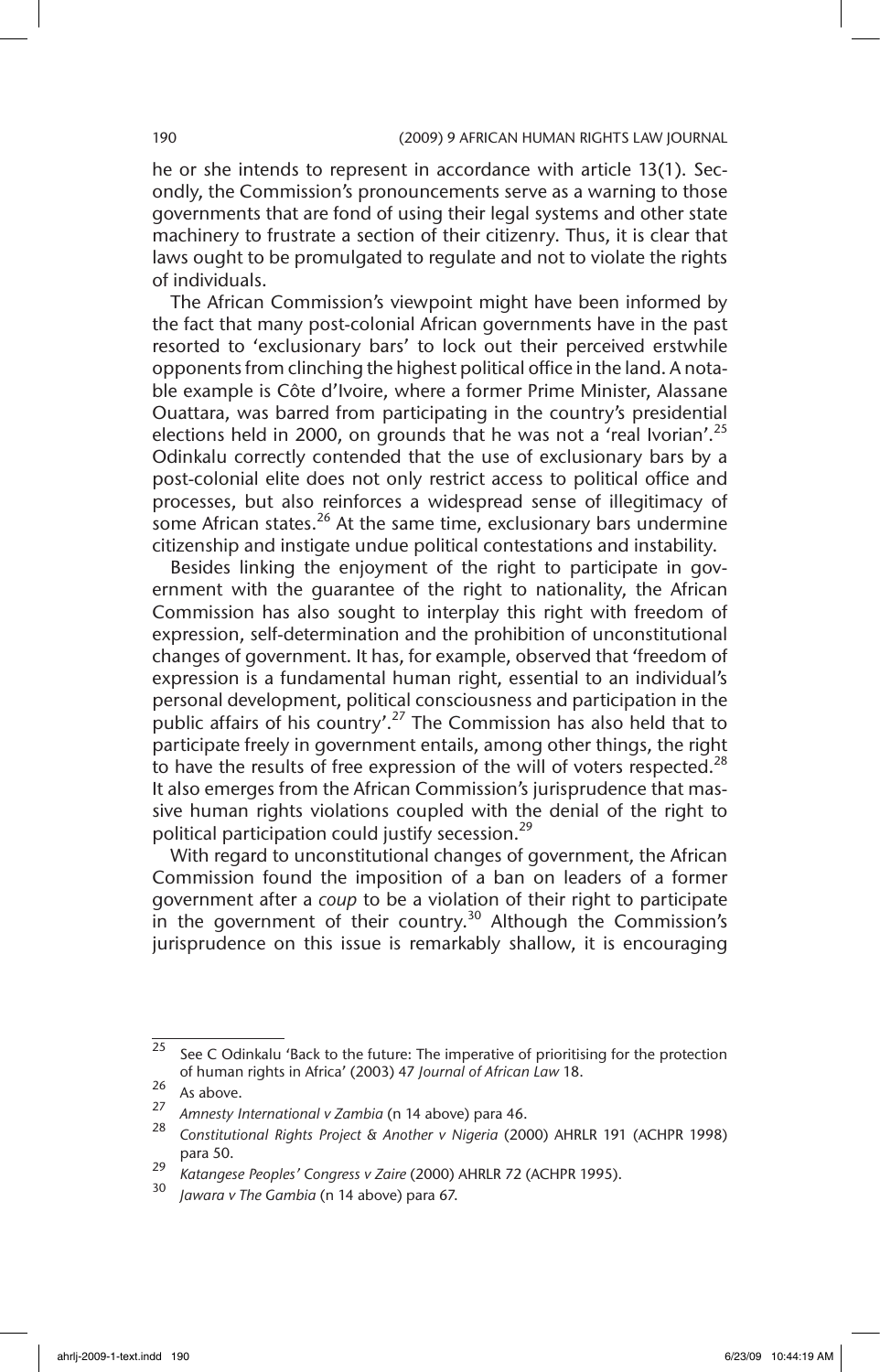he or she intends to represent in accordance with article 13(1). Secondly, the Commission's pronouncements serve as a warning to those governments that are fond of using their legal systems and other state machinery to frustrate a section of their citizenry. Thus, it is clear that laws ought to be promulgated to regulate and not to violate the rights of individuals.

The African Commission's viewpoint might have been informed by the fact that many post-colonial African governments have in the past resorted to 'exclusionary bars' to lock out their perceived erstwhile opponents from clinching the highest political office in the land. A notable example is Côte d'Ivoire, where a former Prime Minister, Alassane Ouattara, was barred from participating in the country's presidential elections held in 2000, on grounds that he was not a 'real Ivorian'.[25] Odinkalu correctly contended that the use of exclusionary bars by a post-colonial elite does not only restrict access to political office and processes, but also reinforces a widespread sense of illegitimacy of some African states.[26] At the same time, exclusionary bars undermine citizenship and instigate undue political contestations and instability.

Besides linking the enjoyment of the right to participate in government with the guarantee of the right to nationality, the African Commission has also sought to interplay this right with freedom of expression, self-determination and the prohibition of unconstitutional changes of government. It has, for example, observed that 'freedom of expression is a fundamental human right, essential to an individual's personal development, political consciousness and participation in the public affairs of his country'.[27] The Commission has also held that to participate freely in government entails, among other things, the right to have the results of free expression of the will of voters respected.[28] It also emerges from the African Commission's jurisprudence that massive human rights violations coupled with the denial of the right to political participation could justify secession.[29]

With regard to unconstitutional changes of government, the African Commission found the imposition of a ban on leaders of a former government after a *coup* to be a violation of their right to participate in the government of their country.[30] Although the Commission's jurisprudence on this issue is remarkably shallow, it is encouraging

---

[25] See C Odinkalu 'Back to the future: The imperative of prioritising for the protection of human rights in Africa' (2003) 47 *Journal of African Law* 18.

[26] As above.

[27] *Amnesty International v Zambia* (n 14 above) para 46.

[28] *Constitutional Rights Project & Another v Nigeria* (2000) AHRLR 191 (ACHPR 1998) para 50.

[29] *Katangese Peoples' Congress v Zaire* (2000) AHRLR 72 (ACHPR 1995).

[30] *Jawara v The Gambia* (n 14 above) para 67.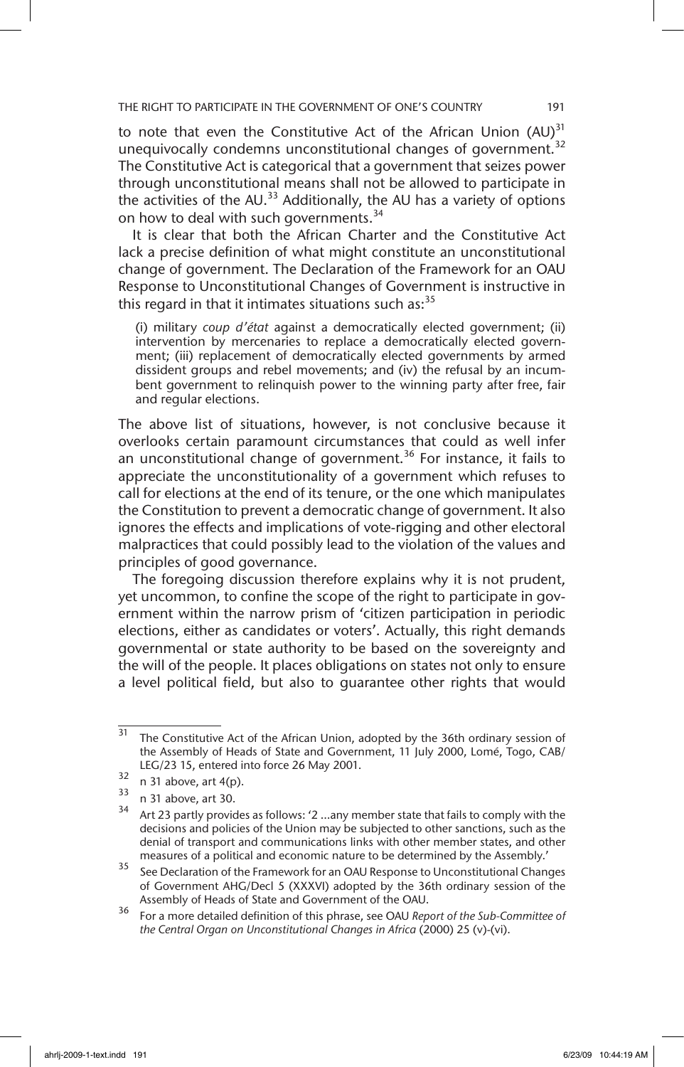to note that even the Constitutive Act of the African Union (AU)[31] unequivocally condemns unconstitutional changes of government.[32] The Constitutive Act is categorical that a government that seizes power through unconstitutional means shall not be allowed to participate in the activities of the AU.[33] Additionally, the AU has a variety of options on how to deal with such governments.[34]

It is clear that both the African Charter and the Constitutive Act lack a precise definition of what might constitute an unconstitutional change of government. The Declaration of the Framework for an OAU Response to Unconstitutional Changes of Government is instructive in this regard in that it intimates situations such as:[35]

> (i) military *coup d'état* against a democratically elected government; (ii) intervention by mercenaries to replace a democratically elected government; (iii) replacement of democratically elected governments by armed dissident groups and rebel movements; and (iv) the refusal by an incumbent government to relinquish power to the winning party after free, fair and regular elections.

The above list of situations, however, is not conclusive because it overlooks certain paramount circumstances that could as well infer an unconstitutional change of government.[36] For instance, it fails to appreciate the unconstitutionality of a government which refuses to call for elections at the end of its tenure, or the one which manipulates the Constitution to prevent a democratic change of government. It also ignores the effects and implications of vote-rigging and other electoral malpractices that could possibly lead to the violation of the values and principles of good governance.

The foregoing discussion therefore explains why it is not prudent, yet uncommon, to confine the scope of the right to participate in government within the narrow prism of 'citizen participation in periodic elections, either as candidates or voters'. Actually, this right demands governmental or state authority to be based on the sovereignty and the will of the people. It places obligations on states not only to ensure a level political field, but also to guarantee other rights that would

---

[31] The Constitutive Act of the African Union, adopted by the 36th ordinary session of the Assembly of Heads of State and Government, 11 July 2000, Lomé, Togo, CAB/LEG/23 15, entered into force 26 May 2001.

[32] n 31 above, art 4(p).

[33] n 31 above, art 30.

[34] Art 23 partly provides as follows: '2 ...any member state that fails to comply with the decisions and policies of the Union may be subjected to other sanctions, such as the denial of transport and communications links with other member states, and other measures of a political and economic nature to be determined by the Assembly.'

[35] See Declaration of the Framework for an OAU Response to Unconstitutional Changes of Government AHG/Decl 5 (XXXVI) adopted by the 36th ordinary session of the Assembly of Heads of State and Government of the OAU.

[36] For a more detailed definition of this phrase, see OAU *Report of the Sub-Committee of the Central Organ on Unconstitutional Changes in Africa* (2000) 25 (v)-(vi).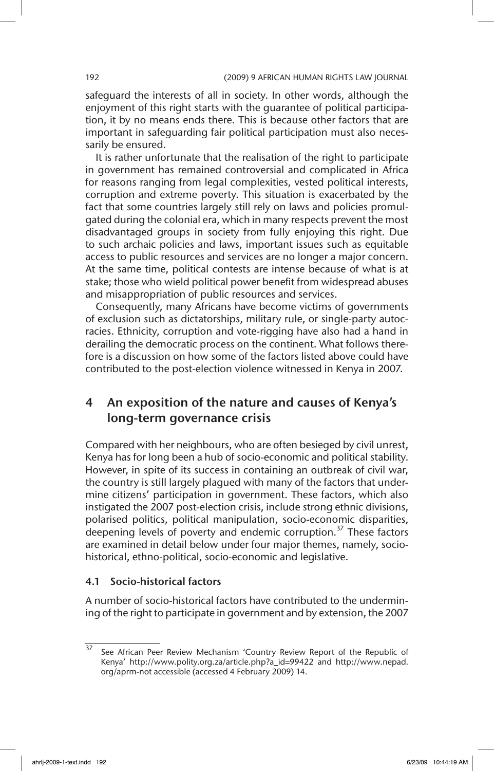safeguard the interests of all in society. In other words, although the enjoyment of this right starts with the guarantee of political participation, it by no means ends there. This is because other factors that are important in safeguarding fair political participation must also necessarily be ensured.

It is rather unfortunate that the realisation of the right to participate in government has remained controversial and complicated in Africa for reasons ranging from legal complexities, vested political interests, corruption and extreme poverty. This situation is exacerbated by the fact that some countries largely still rely on laws and policies promulgated during the colonial era, which in many respects prevent the most disadvantaged groups in society from fully enjoying this right. Due to such archaic policies and laws, important issues such as equitable access to public resources and services are no longer a major concern. At the same time, political contests are intense because of what is at stake; those who wield political power benefit from widespread abuses and misappropriation of public resources and services.

Consequently, many Africans have become victims of governments of exclusion such as dictatorships, military rule, or single-party autocracies. Ethnicity, corruption and vote-rigging have also had a hand in derailing the democratic process on the continent. What follows therefore is a discussion on how some of the factors listed above could have contributed to the post-election violence witnessed in Kenya in 2007.

## 4 An exposition of the nature and causes of Kenya's long-term governance crisis

Compared with her neighbours, who are often besieged by civil unrest, Kenya has for long been a hub of socio-economic and political stability. However, in spite of its success in containing an outbreak of civil war, the country is still largely plagued with many of the factors that undermine citizens' participation in government. These factors, which also instigated the 2007 post-election crisis, include strong ethnic divisions, polarised politics, political manipulation, socio-economic disparities, deepening levels of poverty and endemic corruption.[37] These factors are examined in detail below under four major themes, namely, socio-historical, ethno-political, socio-economic and legislative.

### 4.1 Socio-historical factors

A number of socio-historical factors have contributed to the undermining of the right to participate in government and by extension, the 2007

---

[37] See African Peer Review Mechanism 'Country Review Report of the Republic of Kenya' http://www.polity.org.za/article.php?a_id=99422 and http://www.nepad.org/aprm-not accessible (accessed 4 February 2009) 14.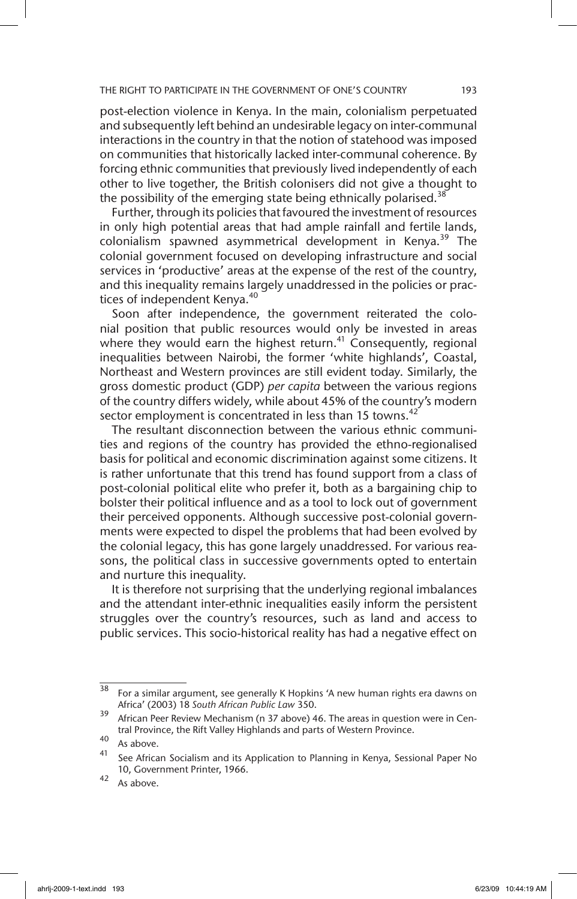post-election violence in Kenya. In the main, colonialism perpetuated and subsequently left behind an undesirable legacy on inter-communal interactions in the country in that the notion of statehood was imposed on communities that historically lacked inter-communal coherence. By forcing ethnic communities that previously lived independently of each other to live together, the British colonisers did not give a thought to the possibility of the emerging state being ethnically polarised.[38]

Further, through its policies that favoured the investment of resources in only high potential areas that had ample rainfall and fertile lands, colonialism spawned asymmetrical development in Kenya.[39] The colonial government focused on developing infrastructure and social services in 'productive' areas at the expense of the rest of the country, and this inequality remains largely unaddressed in the policies or practices of independent Kenya.[40]

Soon after independence, the government reiterated the colonial position that public resources would only be invested in areas where they would earn the highest return.[41] Consequently, regional inequalities between Nairobi, the former 'white highlands', Coastal, Northeast and Western provinces are still evident today. Similarly, the gross domestic product (GDP) *per capita* between the various regions of the country differs widely, while about 45% of the country's modern sector employment is concentrated in less than 15 towns.[42]

The resultant disconnection between the various ethnic communities and regions of the country has provided the ethno-regionalised basis for political and economic discrimination against some citizens. It is rather unfortunate that this trend has found support from a class of post-colonial political elite who prefer it, both as a bargaining chip to bolster their political influence and as a tool to lock out of government their perceived opponents. Although successive post-colonial governments were expected to dispel the problems that had been evolved by the colonial legacy, this has gone largely unaddressed. For various reasons, the political class in successive governments opted to entertain and nurture this inequality.

It is therefore not surprising that the underlying regional imbalances and the attendant inter-ethnic inequalities easily inform the persistent struggles over the country's resources, such as land and access to public services. This socio-historical reality has had a negative effect on

---

[38] For a similar argument, see generally K Hopkins 'A new human rights era dawns on Africa' (2003) 18 *South African Public Law* 350.

[39] African Peer Review Mechanism (n 37 above) 46. The areas in question were in Central Province, the Rift Valley Highlands and parts of Western Province.

[40] As above.

[41] See African Socialism and its Application to Planning in Kenya, Sessional Paper No 10, Government Printer, 1966.

[42] As above.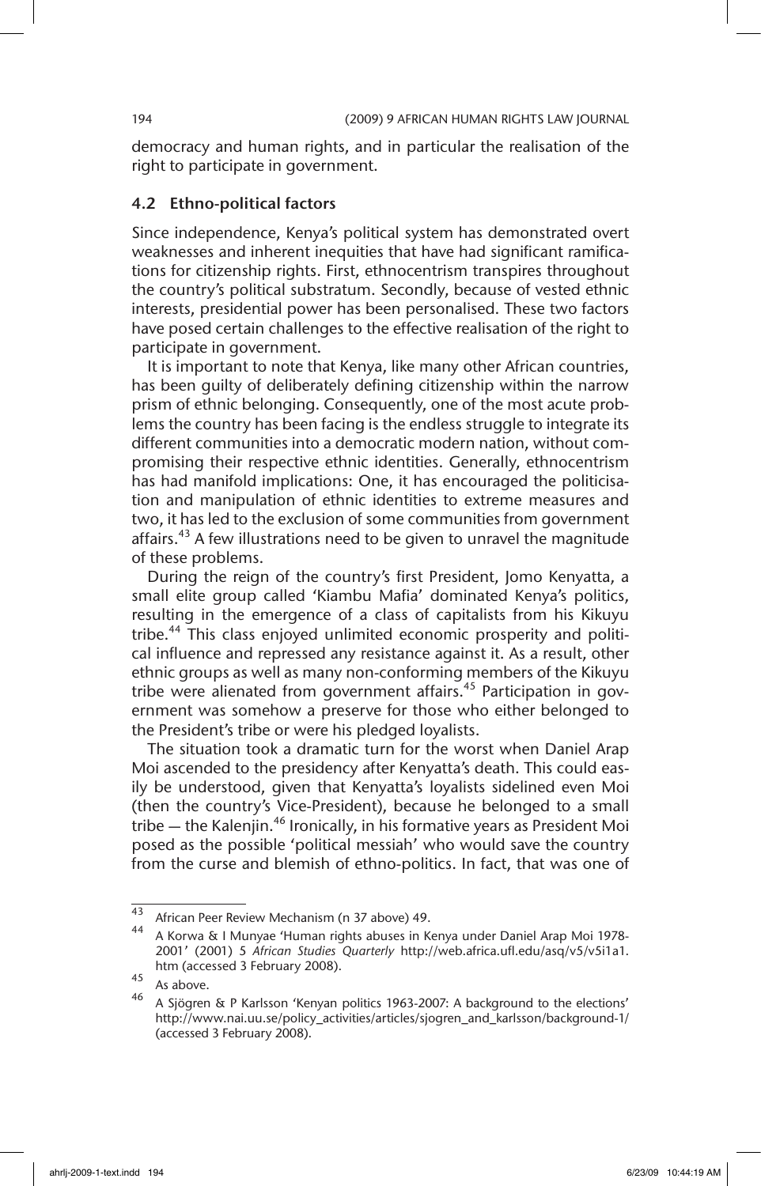democracy and human rights, and in particular the realisation of the right to participate in government.

### 4.2 Ethno-political factors

Since independence, Kenya's political system has demonstrated overt weaknesses and inherent inequities that have had significant ramifications for citizenship rights. First, ethnocentrism transpires throughout the country's political substratum. Secondly, because of vested ethnic interests, presidential power has been personalised. These two factors have posed certain challenges to the effective realisation of the right to participate in government.

It is important to note that Kenya, like many other African countries, has been guilty of deliberately defining citizenship within the narrow prism of ethnic belonging. Consequently, one of the most acute problems the country has been facing is the endless struggle to integrate its different communities into a democratic modern nation, without compromising their respective ethnic identities. Generally, ethnocentrism has had manifold implications: One, it has encouraged the politicisation and manipulation of ethnic identities to extreme measures and two, it has led to the exclusion of some communities from government affairs.[43] A few illustrations need to be given to unravel the magnitude of these problems.

During the reign of the country's first President, Jomo Kenyatta, a small elite group called 'Kiambu Mafia' dominated Kenya's politics, resulting in the emergence of a class of capitalists from his Kikuyu tribe.[44] This class enjoyed unlimited economic prosperity and political influence and repressed any resistance against it. As a result, other ethnic groups as well as many non-conforming members of the Kikuyu tribe were alienated from government affairs.[45] Participation in government was somehow a preserve for those who either belonged to the President's tribe or were his pledged loyalists.

The situation took a dramatic turn for the worst when Daniel Arap Moi ascended to the presidency after Kenyatta's death. This could easily be understood, given that Kenyatta's loyalists sidelined even Moi (then the country's Vice-President), because he belonged to a small tribe — the Kalenjin.[46] Ironically, in his formative years as President Moi posed as the possible 'political messiah' who would save the country from the curse and blemish of ethno-politics. In fact, that was one of

---

[43] African Peer Review Mechanism (n 37 above) 49.

[44] A Korwa & I Munyae 'Human rights abuses in Kenya under Daniel Arap Moi 1978-2001' (2001) 5 *African Studies Quarterly* http://web.africa.ufl.edu/asq/v5/v5i1a1.htm (accessed 3 February 2008).

[45] As above.

[46] A Sjögren & P Karlsson 'Kenyan politics 1963-2007: A background to the elections' http://www.nai.uu.se/policy_activities/articles/sjogren_and_karlsson/background-1/ (accessed 3 February 2008).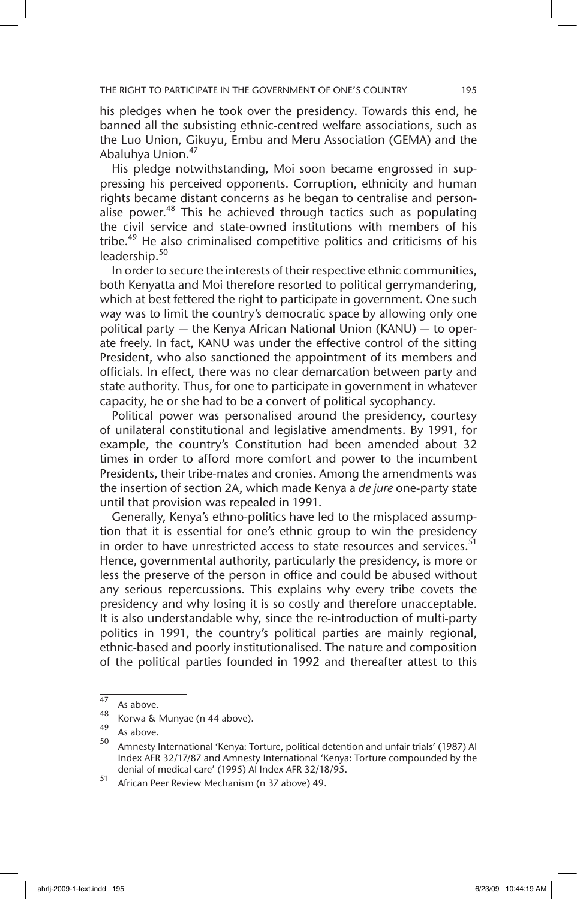his pledges when he took over the presidency. Towards this end, he banned all the subsisting ethnic-centred welfare associations, such as the Luo Union, Gikuyu, Embu and Meru Association (GEMA) and the Abaluhya Union.[47]

His pledge notwithstanding, Moi soon became engrossed in suppressing his perceived opponents. Corruption, ethnicity and human rights became distant concerns as he began to centralise and personalise power.[48] This he achieved through tactics such as populating the civil service and state-owned institutions with members of his tribe.[49] He also criminalised competitive politics and criticisms of his leadership.[50]

In order to secure the interests of their respective ethnic communities, both Kenyatta and Moi therefore resorted to political gerrymandering, which at best fettered the right to participate in government. One such way was to limit the country's democratic space by allowing only one political party — the Kenya African National Union (KANU) — to operate freely. In fact, KANU was under the effective control of the sitting President, who also sanctioned the appointment of its members and officials. In effect, there was no clear demarcation between party and state authority. Thus, for one to participate in government in whatever capacity, he or she had to be a convert of political sycophancy.

Political power was personalised around the presidency, courtesy of unilateral constitutional and legislative amendments. By 1991, for example, the country's Constitution had been amended about 32 times in order to afford more comfort and power to the incumbent Presidents, their tribe-mates and cronies. Among the amendments was the insertion of section 2A, which made Kenya a *de jure* one-party state until that provision was repealed in 1991.

Generally, Kenya's ethno-politics have led to the misplaced assumption that it is essential for one's ethnic group to win the presidency in order to have unrestricted access to state resources and services.[51] Hence, governmental authority, particularly the presidency, is more or less the preserve of the person in office and could be abused without any serious repercussions. This explains why every tribe covets the presidency and why losing it is so costly and therefore unacceptable. It is also understandable why, since the re-introduction of multi-party politics in 1991, the country's political parties are mainly regional, ethnic-based and poorly institutionalised. The nature and composition of the political parties founded in 1992 and thereafter attest to this

---

[47] As above.

[48] Korwa & Munyae (n 44 above).

[49] As above.

[50] Amnesty International 'Kenya: Torture, political detention and unfair trials' (1987) AI Index AFR 32/17/87 and Amnesty International 'Kenya: Torture compounded by the denial of medical care' (1995) AI Index AFR 32/18/95.

[51] African Peer Review Mechanism (n 37 above) 49.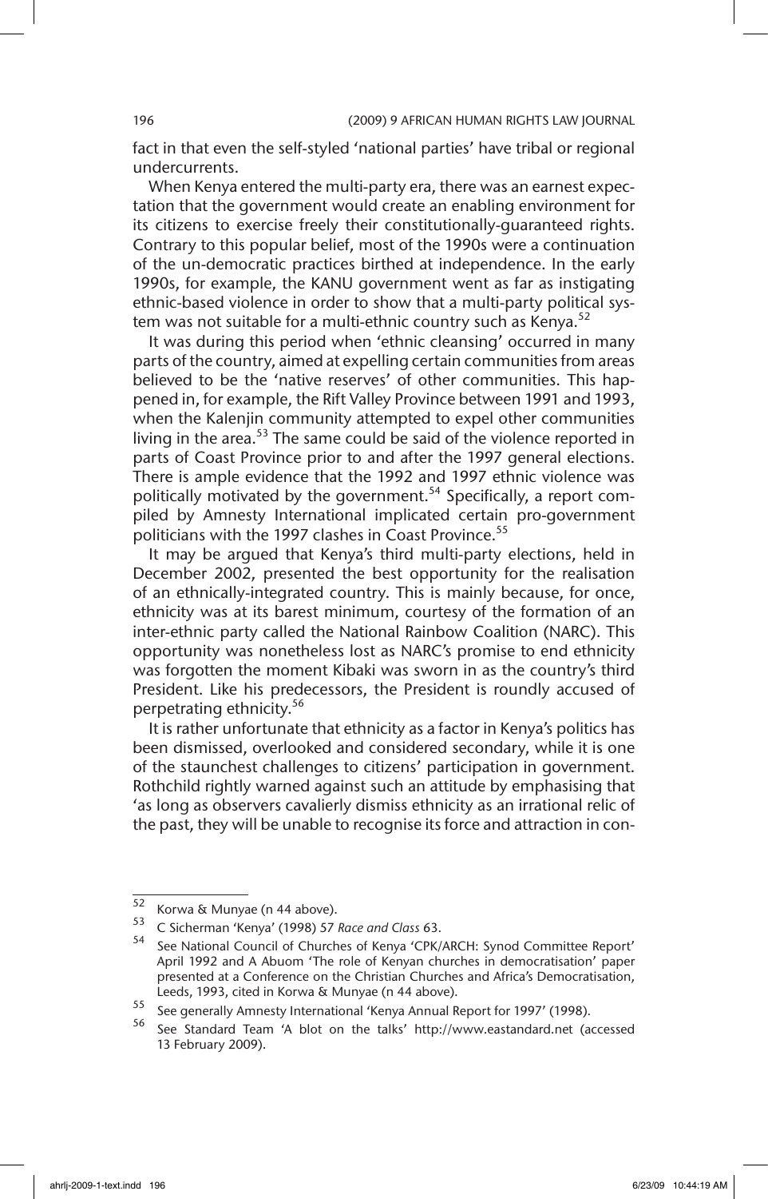fact in that even the self-styled 'national parties' have tribal or regional undercurrents.

When Kenya entered the multi-party era, there was an earnest expectation that the government would create an enabling environment for its citizens to exercise freely their constitutionally-guaranteed rights. Contrary to this popular belief, most of the 1990s were a continuation of the un-democratic practices birthed at independence. In the early 1990s, for example, the KANU government went as far as instigating ethnic-based violence in order to show that a multi-party political system was not suitable for a multi-ethnic country such as Kenya.[52]

It was during this period when 'ethnic cleansing' occurred in many parts of the country, aimed at expelling certain communities from areas believed to be the 'native reserves' of other communities. This happened in, for example, the Rift Valley Province between 1991 and 1993, when the Kalenjin community attempted to expel other communities living in the area.[53] The same could be said of the violence reported in parts of Coast Province prior to and after the 1997 general elections. There is ample evidence that the 1992 and 1997 ethnic violence was politically motivated by the government.[54] Specifically, a report compiled by Amnesty International implicated certain pro-government politicians with the 1997 clashes in Coast Province.[55]

It may be argued that Kenya's third multi-party elections, held in December 2002, presented the best opportunity for the realisation of an ethnically-integrated country. This is mainly because, for once, ethnicity was at its barest minimum, courtesy of the formation of an inter-ethnic party called the National Rainbow Coalition (NARC). This opportunity was nonetheless lost as NARC's promise to end ethnicity was forgotten the moment Kibaki was sworn in as the country's third President. Like his predecessors, the President is roundly accused of perpetrating ethnicity.[56]

It is rather unfortunate that ethnicity as a factor in Kenya's politics has been dismissed, overlooked and considered secondary, while it is one of the staunchest challenges to citizens' participation in government. Rothchild rightly warned against such an attitude by emphasising that 'as long as observers cavalierly dismiss ethnicity as an irrational relic of the past, they will be unable to recognise its force and attraction in con-

---

[52] Korwa & Munyae (n 44 above).

[53] C Sicherman 'Kenya' (1998) 57 *Race and Class* 63.

[54] See National Council of Churches of Kenya 'CPK/ARCH: Synod Committee Report' April 1992 and A Abuom 'The role of Kenyan churches in democratisation' paper presented at a Conference on the Christian Churches and Africa's Democratisation, Leeds, 1993, cited in Korwa & Munyae (n 44 above).

[55] See generally Amnesty International 'Kenya Annual Report for 1997' (1998).

[56] See Standard Team 'A blot on the talks' http://www.eastandard.net (accessed 13 February 2009).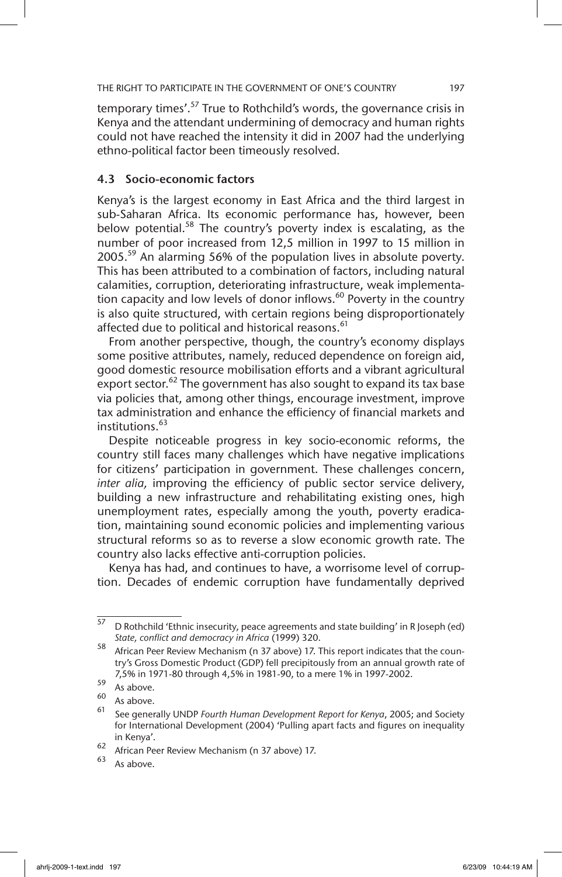temporary times'.[57] True to Rothchild's words, the governance crisis in Kenya and the attendant undermining of democracy and human rights could not have reached the intensity it did in 2007 had the underlying ethno-political factor been timeously resolved.

### 4.3 Socio-economic factors

Kenya's is the largest economy in East Africa and the third largest in sub-Saharan Africa. Its economic performance has, however, been below potential.[58] The country's poverty index is escalating, as the number of poor increased from 12,5 million in 1997 to 15 million in 2005.[59] An alarming 56% of the population lives in absolute poverty. This has been attributed to a combination of factors, including natural calamities, corruption, deteriorating infrastructure, weak implementation capacity and low levels of donor inflows.[60] Poverty in the country is also quite structured, with certain regions being disproportionately affected due to political and historical reasons.[61]

From another perspective, though, the country's economy displays some positive attributes, namely, reduced dependence on foreign aid, good domestic resource mobilisation efforts and a vibrant agricultural export sector.[62] The government has also sought to expand its tax base via policies that, among other things, encourage investment, improve tax administration and enhance the efficiency of financial markets and institutions.[63]

Despite noticeable progress in key socio-economic reforms, the country still faces many challenges which have negative implications for citizens' participation in government. These challenges concern, *inter alia,* improving the efficiency of public sector service delivery, building a new infrastructure and rehabilitating existing ones, high unemployment rates, especially among the youth, poverty eradication, maintaining sound economic policies and implementing various structural reforms so as to reverse a slow economic growth rate. The country also lacks effective anti-corruption policies.

Kenya has had, and continues to have, a worrisome level of corruption. Decades of endemic corruption have fundamentally deprived

---

57 D Rothchild 'Ethnic insecurity, peace agreements and state building' in R Joseph (ed) *State, conflict and democracy in Africa* (1999) 320.

58 African Peer Review Mechanism (n 37 above) 17. This report indicates that the country's Gross Domestic Product (GDP) fell precipitously from an annual growth rate of 7,5% in 1971-80 through 4,5% in 1981-90, to a mere 1% in 1997-2002.

59 As above.

60 As above.

61 See generally UNDP *Fourth Human Development Report for Kenya*, 2005; and Society for International Development (2004) 'Pulling apart facts and figures on inequality in Kenya'.

62 African Peer Review Mechanism (n 37 above) 17.

63 As above.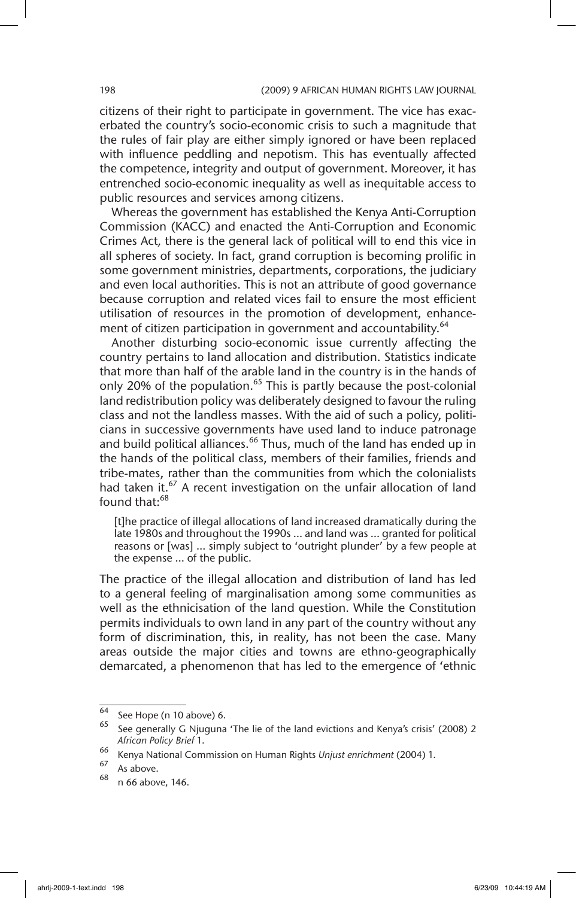citizens of their right to participate in government. The vice has exacerbated the country's socio-economic crisis to such a magnitude that the rules of fair play are either simply ignored or have been replaced with influence peddling and nepotism. This has eventually affected the competence, integrity and output of government. Moreover, it has entrenched socio-economic inequality as well as inequitable access to public resources and services among citizens.

Whereas the government has established the Kenya Anti-Corruption Commission (KACC) and enacted the Anti-Corruption and Economic Crimes Act, there is the general lack of political will to end this vice in all spheres of society. In fact, grand corruption is becoming prolific in some government ministries, departments, corporations, the judiciary and even local authorities. This is not an attribute of good governance because corruption and related vices fail to ensure the most efficient utilisation of resources in the promotion of development, enhancement of citizen participation in government and accountability.[64]

Another disturbing socio-economic issue currently affecting the country pertains to land allocation and distribution. Statistics indicate that more than half of the arable land in the country is in the hands of only 20% of the population.[65] This is partly because the post-colonial land redistribution policy was deliberately designed to favour the ruling class and not the landless masses. With the aid of such a policy, politicians in successive governments have used land to induce patronage and build political alliances.[66] Thus, much of the land has ended up in the hands of the political class, members of their families, friends and tribe-mates, rather than the communities from which the colonialists had taken it.[67] A recent investigation on the unfair allocation of land found that:[68]

> [t]he practice of illegal allocations of land increased dramatically during the late 1980s and throughout the 1990s ... and land was ... granted for political reasons or [was] ... simply subject to 'outright plunder' by a few people at the expense ... of the public.

The practice of the illegal allocation and distribution of land has led to a general feeling of marginalisation among some communities as well as the ethnicisation of the land question. While the Constitution permits individuals to own land in any part of the country without any form of discrimination, this, in reality, has not been the case. Many areas outside the major cities and towns are ethno-geographically demarcated, a phenomenon that has led to the emergence of 'ethnic

---

64 See Hope (n 10 above) 6.

65 See generally G Njuguna 'The lie of the land evictions and Kenya's crisis' (2008) 2 *African Policy Brief* 1.

66 Kenya National Commission on Human Rights *Unjust enrichment* (2004) 1.

67 As above.

68 n 66 above, 146.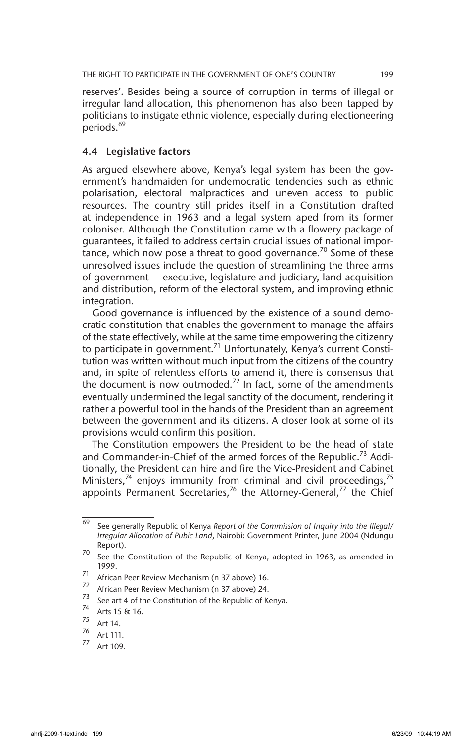reserves'. Besides being a source of corruption in terms of illegal or irregular land allocation, this phenomenon has also been tapped by politicians to instigate ethnic violence, especially during electioneering periods.[69]

### 4.4 Legislative factors

As argued elsewhere above, Kenya's legal system has been the government's handmaiden for undemocratic tendencies such as ethnic polarisation, electoral malpractices and uneven access to public resources. The country still prides itself in a Constitution drafted at independence in 1963 and a legal system aped from its former coloniser. Although the Constitution came with a flowery package of guarantees, it failed to address certain crucial issues of national importance, which now pose a threat to good governance.[70] Some of these unresolved issues include the question of streamlining the three arms of government — executive, legislature and judiciary, land acquisition and distribution, reform of the electoral system, and improving ethnic integration.

Good governance is influenced by the existence of a sound democratic constitution that enables the government to manage the affairs of the state effectively, while at the same time empowering the citizenry to participate in government.[71] Unfortunately, Kenya's current Constitution was written without much input from the citizens of the country and, in spite of relentless efforts to amend it, there is consensus that the document is now outmoded.[72] In fact, some of the amendments eventually undermined the legal sanctity of the document, rendering it rather a powerful tool in the hands of the President than an agreement between the government and its citizens. A closer look at some of its provisions would confirm this position.

The Constitution empowers the President to be the head of state and Commander-in-Chief of the armed forces of the Republic.[73] Additionally, the President can hire and fire the Vice-President and Cabinet Ministers,[74] enjoys immunity from criminal and civil proceedings,[75] appoints Permanent Secretaries,[76] the Attorney-General,[77] the Chief

---

69 See generally Republic of Kenya *Report of the Commission of Inquiry into the Illegal/ Irregular Allocation of Pubic Land*, Nairobi: Government Printer, June 2004 (Ndungu Report).

70 See the Constitution of the Republic of Kenya, adopted in 1963, as amended in 1999.

71 African Peer Review Mechanism (n 37 above) 16.

72 African Peer Review Mechanism (n 37 above) 24.

73 See art 4 of the Constitution of the Republic of Kenya.

74 Arts 15 & 16.

75 Art 14.

76 Art 111.

77 Art 109.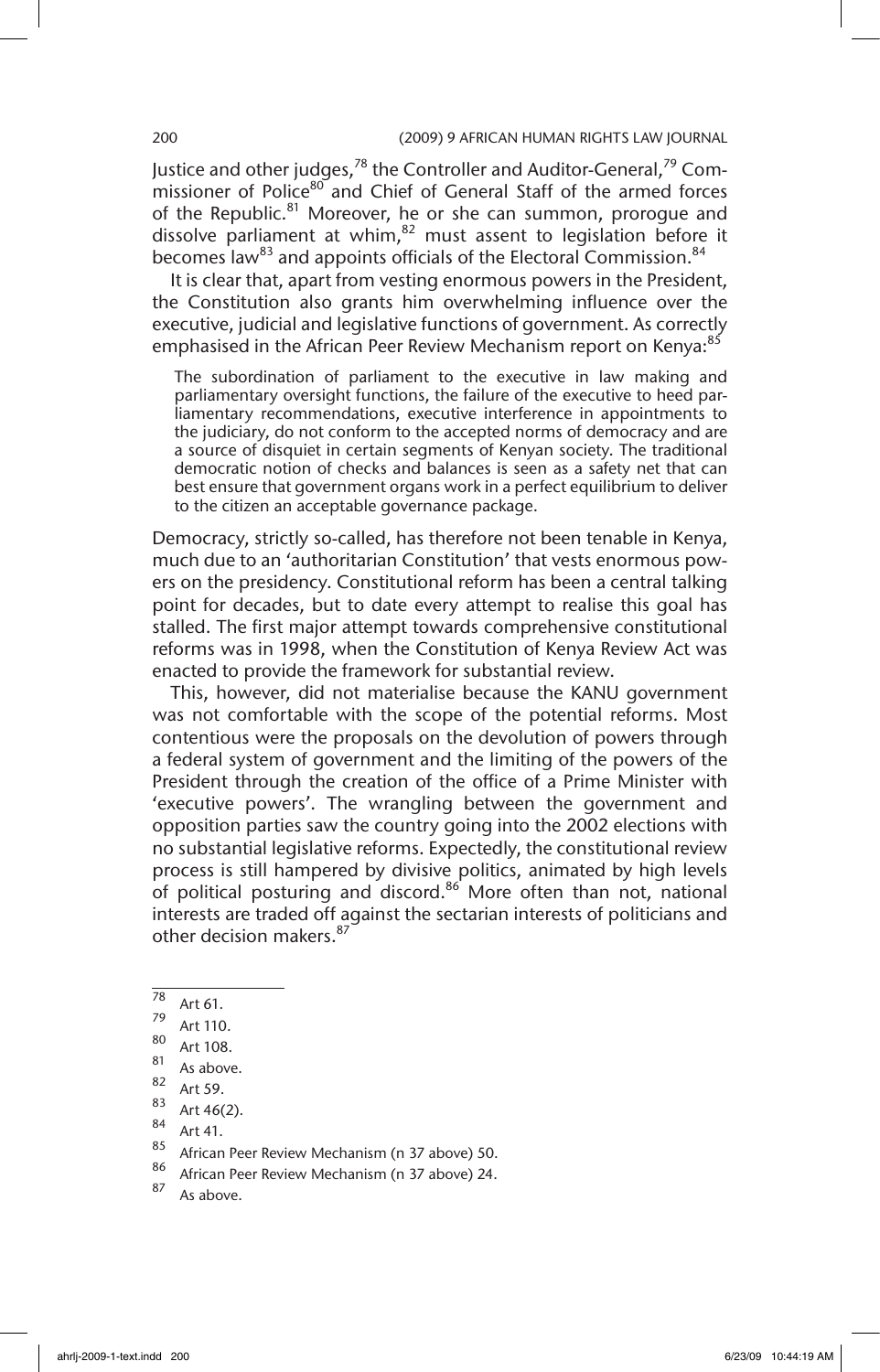Justice and other judges,[78] the Controller and Auditor-General,[79] Commissioner of Police[80] and Chief of General Staff of the armed forces of the Republic.[81] Moreover, he or she can summon, prorogue and dissolve parliament at whim,[82] must assent to legislation before it becomes law[83] and appoints officials of the Electoral Commission.[84]

It is clear that, apart from vesting enormous powers in the President, the Constitution also grants him overwhelming influence over the executive, judicial and legislative functions of government. As correctly emphasised in the African Peer Review Mechanism report on Kenya:[85]

> The subordination of parliament to the executive in law making and parliamentary oversight functions, the failure of the executive to heed parliamentary recommendations, executive interference in appointments to the judiciary, do not conform to the accepted norms of democracy and are a source of disquiet in certain segments of Kenyan society. The traditional democratic notion of checks and balances is seen as a safety net that can best ensure that government organs work in a perfect equilibrium to deliver to the citizen an acceptable governance package.

Democracy, strictly so-called, has therefore not been tenable in Kenya, much due to an 'authoritarian Constitution' that vests enormous powers on the presidency. Constitutional reform has been a central talking point for decades, but to date every attempt to realise this goal has stalled. The first major attempt towards comprehensive constitutional reforms was in 1998, when the Constitution of Kenya Review Act was enacted to provide the framework for substantial review.

This, however, did not materialise because the KANU government was not comfortable with the scope of the potential reforms. Most contentious were the proposals on the devolution of powers through a federal system of government and the limiting of the powers of the President through the creation of the office of a Prime Minister with 'executive powers'. The wrangling between the government and opposition parties saw the country going into the 2002 elections with no substantial legislative reforms. Expectedly, the constitutional review process is still hampered by divisive politics, animated by high levels of political posturing and discord.[86] More often than not, national interests are traded off against the sectarian interests of politicians and other decision makers.[87]

---

[78] Art 61.

[79] Art 110.

[80] Art 108.

[81] As above.

[82] Art 59.

[83] Art 46(2).

[84] Art 41.

[85] African Peer Review Mechanism (n 37 above) 50.

[86] African Peer Review Mechanism (n 37 above) 24.

[87] As above.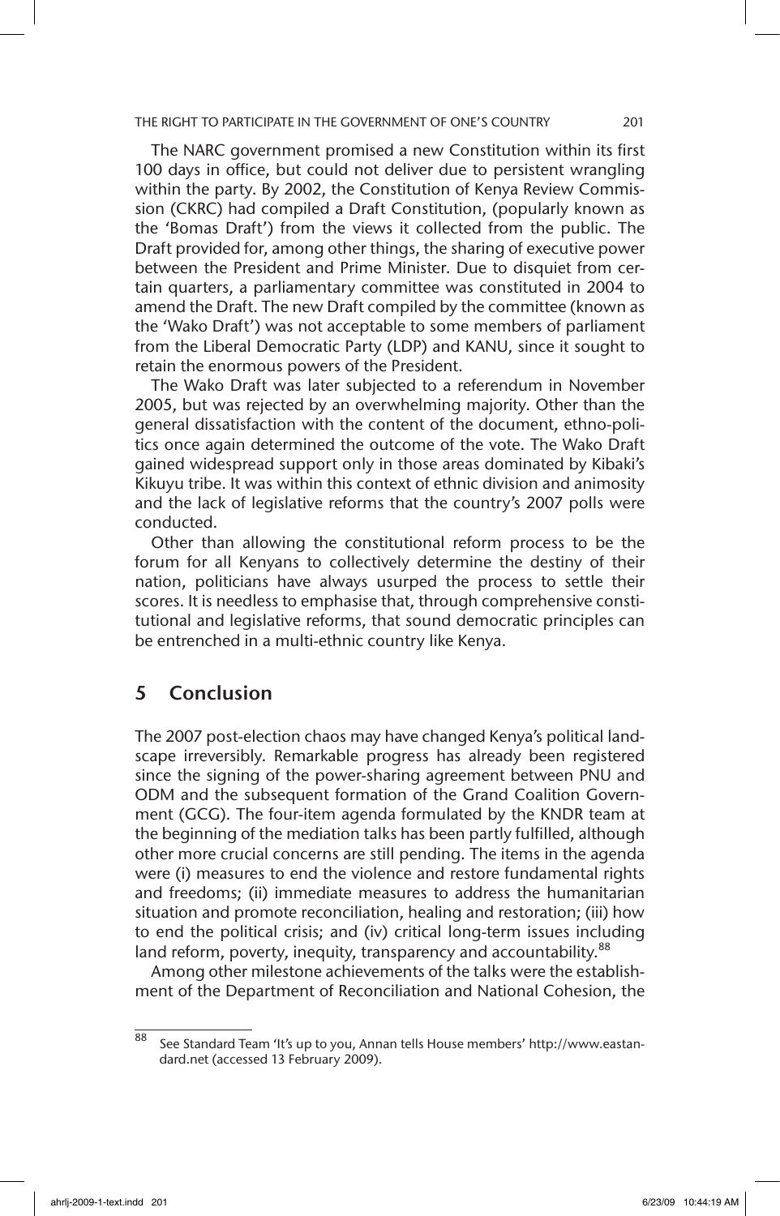The NARC government promised a new Constitution within its first 100 days in office, but could not deliver due to persistent wrangling within the party. By 2002, the Constitution of Kenya Review Commission (CKRC) had compiled a Draft Constitution, (popularly known as the 'Bomas Draft') from the views it collected from the public. The Draft provided for, among other things, the sharing of executive power between the President and Prime Minister. Due to disquiet from certain quarters, a parliamentary committee was constituted in 2004 to amend the Draft. The new Draft compiled by the committee (known as the 'Wako Draft') was not acceptable to some members of parliament from the Liberal Democratic Party (LDP) and KANU, since it sought to retain the enormous powers of the President.

The Wako Draft was later subjected to a referendum in November 2005, but was rejected by an overwhelming majority. Other than the general dissatisfaction with the content of the document, ethno-politics once again determined the outcome of the vote. The Wako Draft gained widespread support only in those areas dominated by Kibaki's Kikuyu tribe. It was within this context of ethnic division and animosity and the lack of legislative reforms that the country's 2007 polls were conducted.

Other than allowing the constitutional reform process to be the forum for all Kenyans to collectively determine the destiny of their nation, politicians have always usurped the process to settle their scores. It is needless to emphasise that, through comprehensive constitutional and legislative reforms, that sound democratic principles can be entrenched in a multi-ethnic country like Kenya.

## 5 Conclusion

The 2007 post-election chaos may have changed Kenya's political landscape irreversibly. Remarkable progress has already been registered since the signing of the power-sharing agreement between PNU and ODM and the subsequent formation of the Grand Coalition Government (GCG). The four-item agenda formulated by the KNDR team at the beginning of the mediation talks has been partly fulfilled, although other more crucial concerns are still pending. The items in the agenda were (i) measures to end the violence and restore fundamental rights and freedoms; (ii) immediate measures to address the humanitarian situation and promote reconciliation, healing and restoration; (iii) how to end the political crisis; and (iv) critical long-term issues including land reform, poverty, inequity, transparency and accountability.[88]

Among other milestone achievements of the talks were the establishment of the Department of Reconciliation and National Cohesion, the

---

[88] See Standard Team 'It's up to you, Annan tells House members' http://www.eastandard.net (accessed 13 February 2009).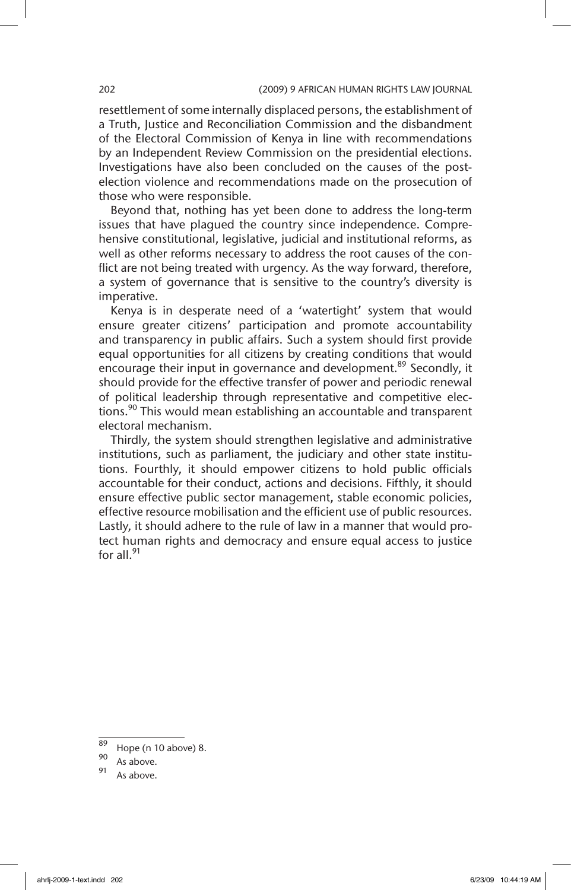resettlement of some internally displaced persons, the establishment of a Truth, Justice and Reconciliation Commission and the disbandment of the Electoral Commission of Kenya in line with recommendations by an Independent Review Commission on the presidential elections. Investigations have also been concluded on the causes of the post-election violence and recommendations made on the prosecution of those who were responsible.

Beyond that, nothing has yet been done to address the long-term issues that have plagued the country since independence. Comprehensive constitutional, legislative, judicial and institutional reforms, as well as other reforms necessary to address the root causes of the conflict are not being treated with urgency. As the way forward, therefore, a system of governance that is sensitive to the country's diversity is imperative.

Kenya is in desperate need of a 'watertight' system that would ensure greater citizens' participation and promote accountability and transparency in public affairs. Such a system should first provide equal opportunities for all citizens by creating conditions that would encourage their input in governance and development.[89] Secondly, it should provide for the effective transfer of power and periodic renewal of political leadership through representative and competitive elections.[90] This would mean establishing an accountable and transparent electoral mechanism.

Thirdly, the system should strengthen legislative and administrative institutions, such as parliament, the judiciary and other state institutions. Fourthly, it should empower citizens to hold public officials accountable for their conduct, actions and decisions. Fifthly, it should ensure effective public sector management, stable economic policies, effective resource mobilisation and the efficient use of public resources. Lastly, it should adhere to the rule of law in a manner that would protect human rights and democracy and ensure equal access to justice for all.[91]

---

[89] Hope (n 10 above) 8.

[90] As above.

[91] As above.